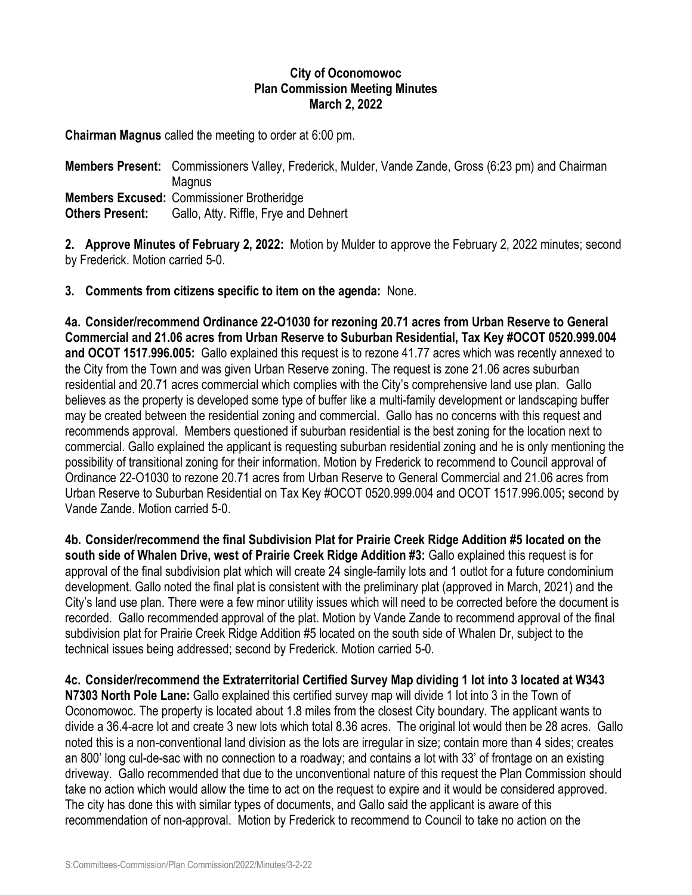**City of Oconomowoc**
**Plan Commission Meeting Minutes**
**March 2, 2022**

**Chairman Magnus** called the meeting to order at 6:00 pm.

**Members Present:** Commissioners Valley, Frederick, Mulder, Vande Zande, Gross (6:23 pm) and Chairman Magnus
**Members Excused:** Commissioner Brotheridge
**Others Present:** Gallo, Atty. Riffle, Frye and Dehnert

**2. Approve Minutes of February 2, 2022:** Motion by Mulder to approve the February 2, 2022 minutes; second by Frederick. Motion carried 5-0.

**3. Comments from citizens specific to item on the agenda:** None.

**4a. Consider/recommend Ordinance 22-O1030 for rezoning 20.71 acres from Urban Reserve to General Commercial and 21.06 acres from Urban Reserve to Suburban Residential, Tax Key #OCOT 0520.999.004 and OCOT 1517.996.005:** Gallo explained this request is to rezone 41.77 acres which was recently annexed to the City from the Town and was given Urban Reserve zoning. The request is zone 21.06 acres suburban residential and 20.71 acres commercial which complies with the City's comprehensive land use plan. Gallo believes as the property is developed some type of buffer like a multi-family development or landscaping buffer may be created between the residential zoning and commercial. Gallo has no concerns with this request and recommends approval. Members questioned if suburban residential is the best zoning for the location next to commercial. Gallo explained the applicant is requesting suburban residential zoning and he is only mentioning the possibility of transitional zoning for their information. Motion by Frederick to recommend to Council approval of Ordinance 22-O1030 to rezone 20.71 acres from Urban Reserve to General Commercial and 21.06 acres from Urban Reserve to Suburban Residential on Tax Key #OCOT 0520.999.004 and OCOT 1517.996.005**;** second by Vande Zande. Motion carried 5-0.

**4b. Consider/recommend the final Subdivision Plat for Prairie Creek Ridge Addition #5 located on the south side of Whalen Drive, west of Prairie Creek Ridge Addition #3:** Gallo explained this request is for approval of the final subdivision plat which will create 24 single-family lots and 1 outlot for a future condominium development. Gallo noted the final plat is consistent with the preliminary plat (approved in March, 2021) and the City's land use plan. There were a few minor utility issues which will need to be corrected before the document is recorded. Gallo recommended approval of the plat. Motion by Vande Zande to recommend approval of the final subdivision plat for Prairie Creek Ridge Addition #5 located on the south side of Whalen Dr, subject to the technical issues being addressed; second by Frederick. Motion carried 5-0.

**4c. Consider/recommend the Extraterritorial Certified Survey Map dividing 1 lot into 3 located at W343 N7303 North Pole Lane:** Gallo explained this certified survey map will divide 1 lot into 3 in the Town of Oconomowoc. The property is located about 1.8 miles from the closest City boundary. The applicant wants to divide a 36.4-acre lot and create 3 new lots which total 8.36 acres. The original lot would then be 28 acres. Gallo noted this is a non-conventional land division as the lots are irregular in size; contain more than 4 sides; creates an 800' long cul-de-sac with no connection to a roadway; and contains a lot with 33' of frontage on an existing driveway. Gallo recommended that due to the unconventional nature of this request the Plan Commission should take no action which would allow the time to act on the request to expire and it would be considered approved. The city has done this with similar types of documents, and Gallo said the applicant is aware of this recommendation of non-approval. Motion by Frederick to recommend to Council to take no action on the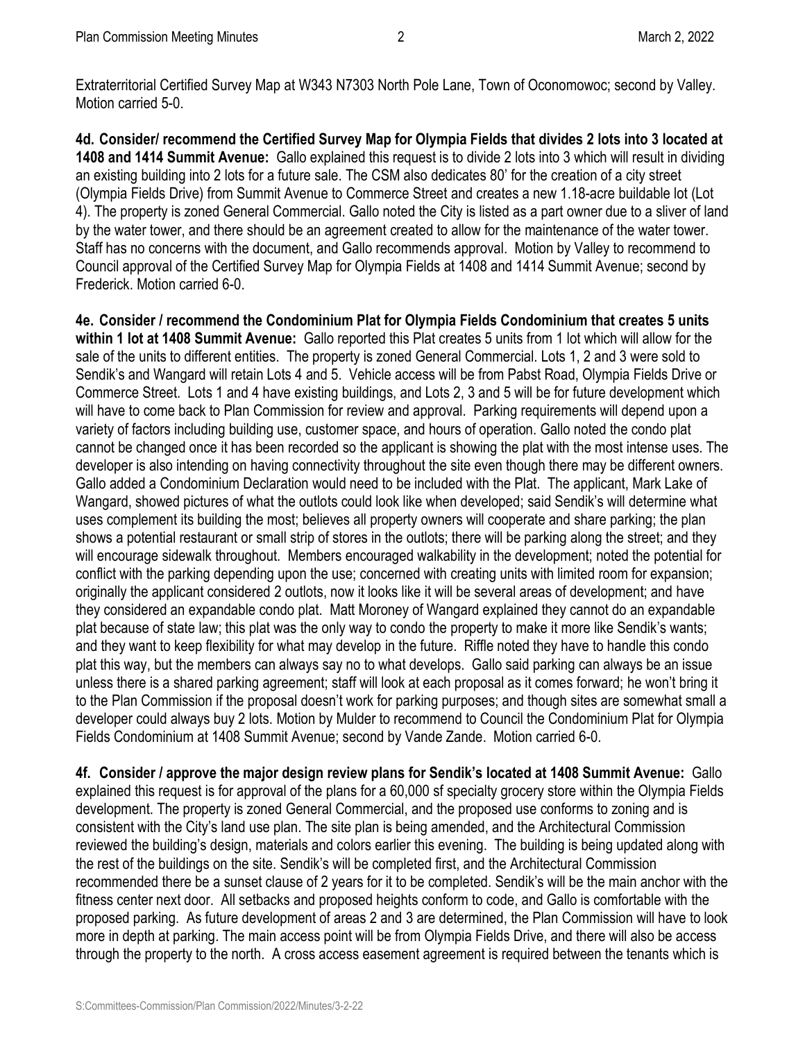Extraterritorial Certified Survey Map at W343 N7303 North Pole Lane, Town of Oconomowoc; second by Valley. Motion carried 5-0.

**4d. Consider/ recommend the Certified Survey Map for Olympia Fields that divides 2 lots into 3 located at 1408 and 1414 Summit Avenue:** Gallo explained this request is to divide 2 lots into 3 which will result in dividing an existing building into 2 lots for a future sale. The CSM also dedicates 80' for the creation of a city street (Olympia Fields Drive) from Summit Avenue to Commerce Street and creates a new 1.18-acre buildable lot (Lot 4). The property is zoned General Commercial. Gallo noted the City is listed as a part owner due to a sliver of land by the water tower, and there should be an agreement created to allow for the maintenance of the water tower. Staff has no concerns with the document, and Gallo recommends approval. Motion by Valley to recommend to Council approval of the Certified Survey Map for Olympia Fields at 1408 and 1414 Summit Avenue; second by Frederick. Motion carried 6-0.

**4e. Consider / recommend the Condominium Plat for Olympia Fields Condominium that creates 5 units within 1 lot at 1408 Summit Avenue:** Gallo reported this Plat creates 5 units from 1 lot which will allow for the sale of the units to different entities. The property is zoned General Commercial. Lots 1, 2 and 3 were sold to Sendik's and Wangard will retain Lots 4 and 5. Vehicle access will be from Pabst Road, Olympia Fields Drive or Commerce Street. Lots 1 and 4 have existing buildings, and Lots 2, 3 and 5 will be for future development which will have to come back to Plan Commission for review and approval. Parking requirements will depend upon a variety of factors including building use, customer space, and hours of operation. Gallo noted the condo plat cannot be changed once it has been recorded so the applicant is showing the plat with the most intense uses. The developer is also intending on having connectivity throughout the site even though there may be different owners. Gallo added a Condominium Declaration would need to be included with the Plat. The applicant, Mark Lake of Wangard, showed pictures of what the outlots could look like when developed; said Sendik's will determine what uses complement its building the most; believes all property owners will cooperate and share parking; the plan shows a potential restaurant or small strip of stores in the outlots; there will be parking along the street; and they will encourage sidewalk throughout. Members encouraged walkability in the development; noted the potential for conflict with the parking depending upon the use; concerned with creating units with limited room for expansion; originally the applicant considered 2 outlots, now it looks like it will be several areas of development; and have they considered an expandable condo plat. Matt Moroney of Wangard explained they cannot do an expandable plat because of state law; this plat was the only way to condo the property to make it more like Sendik's wants; and they want to keep flexibility for what may develop in the future. Riffle noted they have to handle this condo plat this way, but the members can always say no to what develops. Gallo said parking can always be an issue unless there is a shared parking agreement; staff will look at each proposal as it comes forward; he won't bring it to the Plan Commission if the proposal doesn't work for parking purposes; and though sites are somewhat small a developer could always buy 2 lots. Motion by Mulder to recommend to Council the Condominium Plat for Olympia Fields Condominium at 1408 Summit Avenue; second by Vande Zande. Motion carried 6-0.

**4f. Consider / approve the major design review plans for Sendik's located at 1408 Summit Avenue:** Gallo explained this request is for approval of the plans for a 60,000 sf specialty grocery store within the Olympia Fields development. The property is zoned General Commercial, and the proposed use conforms to zoning and is consistent with the City's land use plan. The site plan is being amended, and the Architectural Commission reviewed the building's design, materials and colors earlier this evening. The building is being updated along with the rest of the buildings on the site. Sendik's will be completed first, and the Architectural Commission recommended there be a sunset clause of 2 years for it to be completed. Sendik's will be the main anchor with the fitness center next door. All setbacks and proposed heights conform to code, and Gallo is comfortable with the proposed parking. As future development of areas 2 and 3 are determined, the Plan Commission will have to look more in depth at parking. The main access point will be from Olympia Fields Drive, and there will also be access through the property to the north. A cross access easement agreement is required between the tenants which is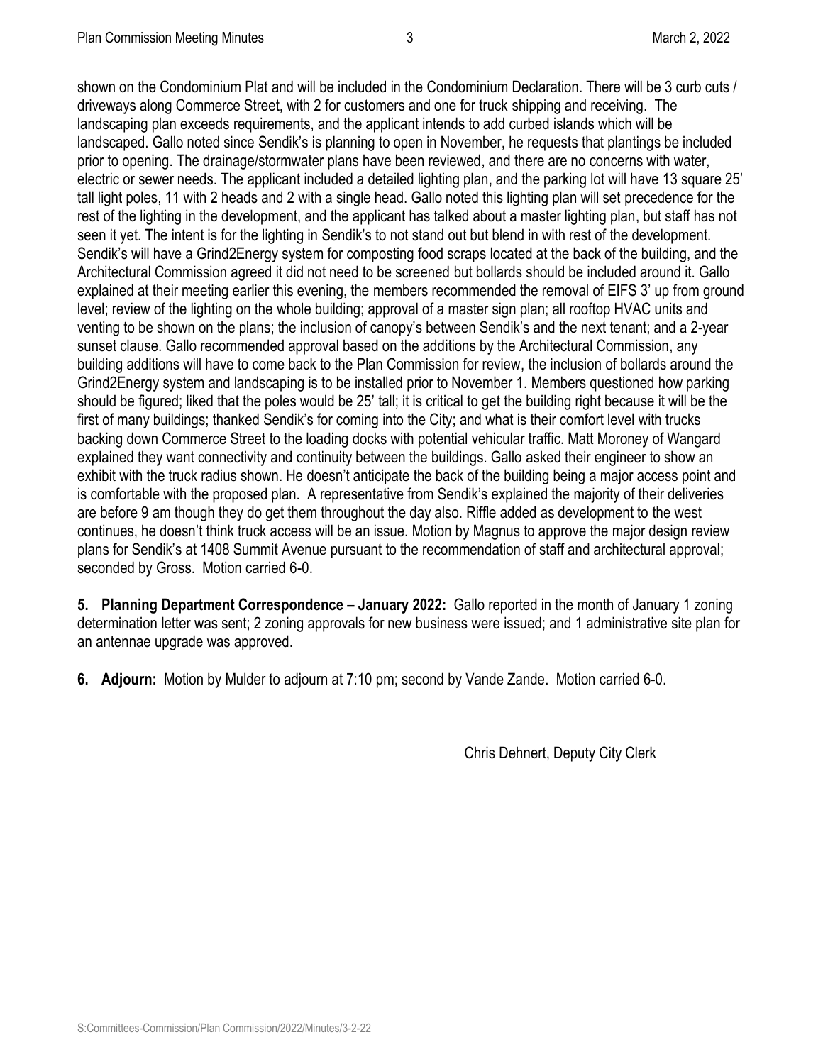shown on the Condominium Plat and will be included in the Condominium Declaration. There will be 3 curb cuts / driveways along Commerce Street, with 2 for customers and one for truck shipping and receiving. The landscaping plan exceeds requirements, and the applicant intends to add curbed islands which will be landscaped. Gallo noted since Sendik's is planning to open in November, he requests that plantings be included prior to opening. The drainage/stormwater plans have been reviewed, and there are no concerns with water, electric or sewer needs. The applicant included a detailed lighting plan, and the parking lot will have 13 square 25' tall light poles, 11 with 2 heads and 2 with a single head. Gallo noted this lighting plan will set precedence for the rest of the lighting in the development, and the applicant has talked about a master lighting plan, but staff has not seen it yet. The intent is for the lighting in Sendik's to not stand out but blend in with rest of the development. Sendik's will have a Grind2Energy system for composting food scraps located at the back of the building, and the Architectural Commission agreed it did not need to be screened but bollards should be included around it. Gallo explained at their meeting earlier this evening, the members recommended the removal of EIFS 3' up from ground level; review of the lighting on the whole building; approval of a master sign plan; all rooftop HVAC units and venting to be shown on the plans; the inclusion of canopy's between Sendik's and the next tenant; and a 2-year sunset clause. Gallo recommended approval based on the additions by the Architectural Commission, any building additions will have to come back to the Plan Commission for review, the inclusion of bollards around the Grind2Energy system and landscaping is to be installed prior to November 1. Members questioned how parking should be figured; liked that the poles would be 25' tall; it is critical to get the building right because it will be the first of many buildings; thanked Sendik's for coming into the City; and what is their comfort level with trucks backing down Commerce Street to the loading docks with potential vehicular traffic. Matt Moroney of Wangard explained they want connectivity and continuity between the buildings. Gallo asked their engineer to show an exhibit with the truck radius shown. He doesn't anticipate the back of the building being a major access point and is comfortable with the proposed plan. A representative from Sendik's explained the majority of their deliveries are before 9 am though they do get them throughout the day also. Riffle added as development to the west continues, he doesn't think truck access will be an issue. Motion by Magnus to approve the major design review plans for Sendik's at 1408 Summit Avenue pursuant to the recommendation of staff and architectural approval; seconded by Gross. Motion carried 6-0.

**5. Planning Department Correspondence – January 2022:** Gallo reported in the month of January 1 zoning determination letter was sent; 2 zoning approvals for new business were issued; and 1 administrative site plan for an antennae upgrade was approved.

**6. Adjourn:** Motion by Mulder to adjourn at 7:10 pm; second by Vande Zande. Motion carried 6-0.

Chris Dehnert, Deputy City Clerk

S:Committees-Commission/Plan Commission/2022/Minutes/3-2-22